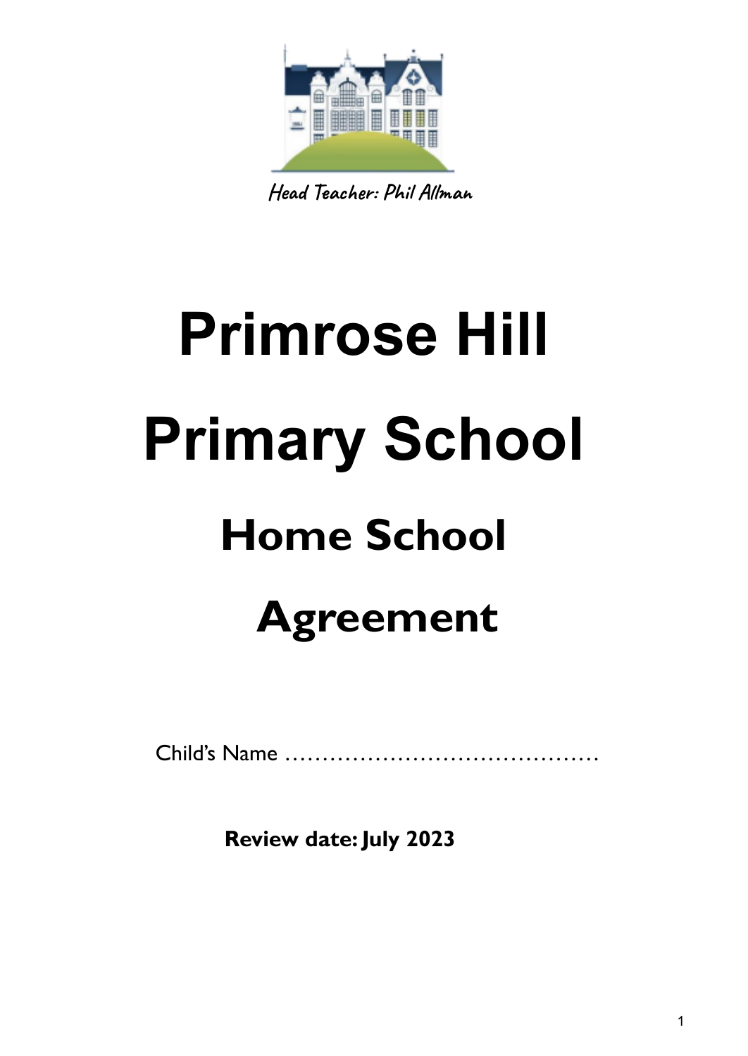Head Teacher: Phil Allman

# Primrose Hill Primary School

## Home School Agreement

Child's Name ……………………………………

**Review date: July 2023**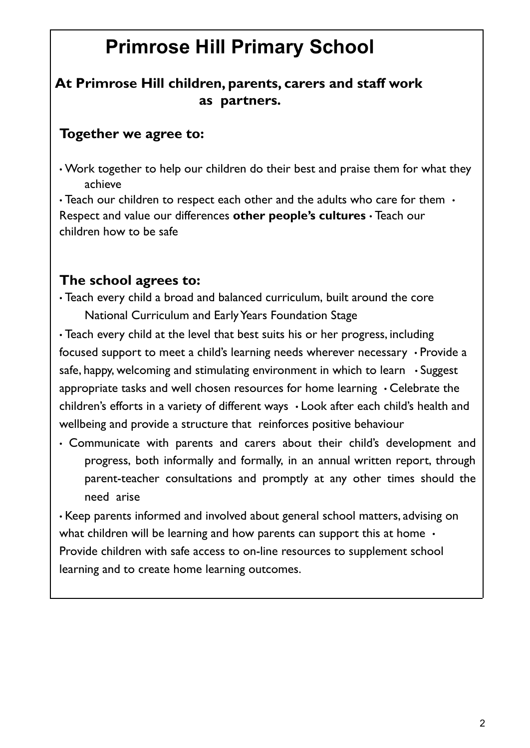# Primrose Hill Primary School

**At Primrose Hill children, parents, carers and staff work as partners.**

## Together we agree to:

- Work together to help our children do their best and praise them for what they achieve
- Teach our children to respect each other and the adults who care for them
- Respect and value our differences **other people's cultures**
- Teach our children how to be safe

## The school agrees to:

- Teach every child a broad and balanced curriculum, built around the core National Curriculum and Early Years Foundation Stage
- Teach every child at the level that best suits his or her progress, including focused support to meet a child's learning needs wherever necessary
- Provide a safe, happy, welcoming and stimulating environment in which to learn
- Suggest appropriate tasks and well chosen resources for home learning
- Celebrate the children's efforts in a variety of different ways
- Look after each child's health and wellbeing and provide a structure that reinforces positive behaviour
- Communicate with parents and carers about their child's development and progress, both informally and formally, in an annual written report, through parent-teacher consultations and promptly at any other times should the need arise
- Keep parents informed and involved about general school matters, advising on what children will be learning and how parents can support this at home
- Provide children with safe access to on-line resources to supplement school learning and to create home learning outcomes.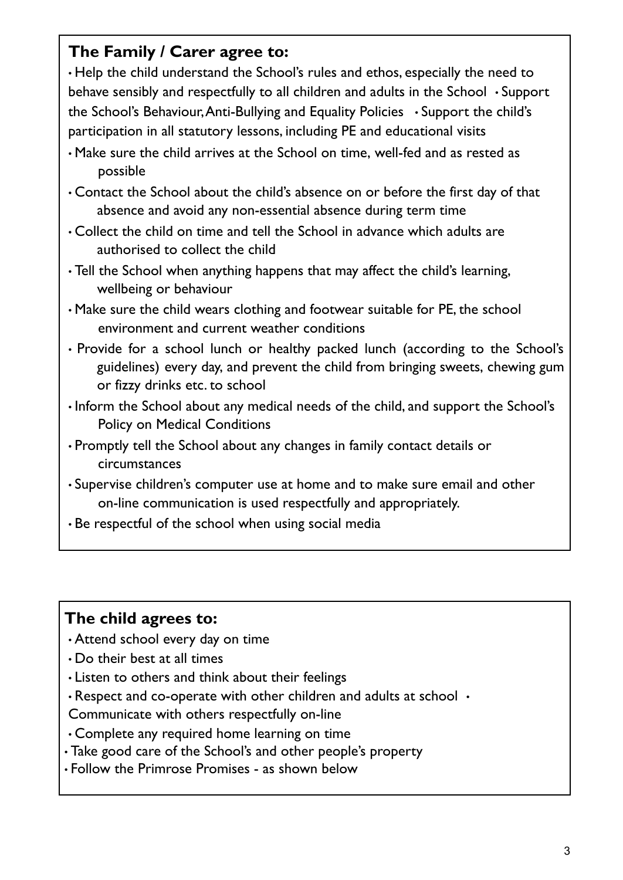## The Family / Carer agree to:

- Help the child understand the School's rules and ethos, especially the need to behave sensibly and respectfully to all children and adults in the School
- Support the School's Behaviour, Anti-Bullying and Equality Policies
- Support the child's participation in all statutory lessons, including PE and educational visits
- Make sure the child arrives at the School on time, well-fed and as rested as possible
- Contact the School about the child's absence on or before the first day of that absence and avoid any non-essential absence during term time
- Collect the child on time and tell the School in advance which adults are authorised to collect the child
- Tell the School when anything happens that may affect the child's learning, wellbeing or behaviour
- Make sure the child wears clothing and footwear suitable for PE, the school environment and current weather conditions
- Provide for a school lunch or healthy packed lunch (according to the School's guidelines) every day, and prevent the child from bringing sweets, chewing gum or fizzy drinks etc. to school
- Inform the School about any medical needs of the child, and support the School's Policy on Medical Conditions
- Promptly tell the School about any changes in family contact details or circumstances
- Supervise children's computer use at home and to make sure email and other on-line communication is used respectfully and appropriately.
- Be respectful of the school when using social media

## The child agrees to:

- Attend school every day on time
- Do their best at all times
- Listen to others and think about their feelings
- Respect and co-operate with other children and adults at school
- Communicate with others respectfully on-line
- Complete any required home learning on time
- Take good care of the School's and other people's property
- Follow the Primrose Promises - as shown below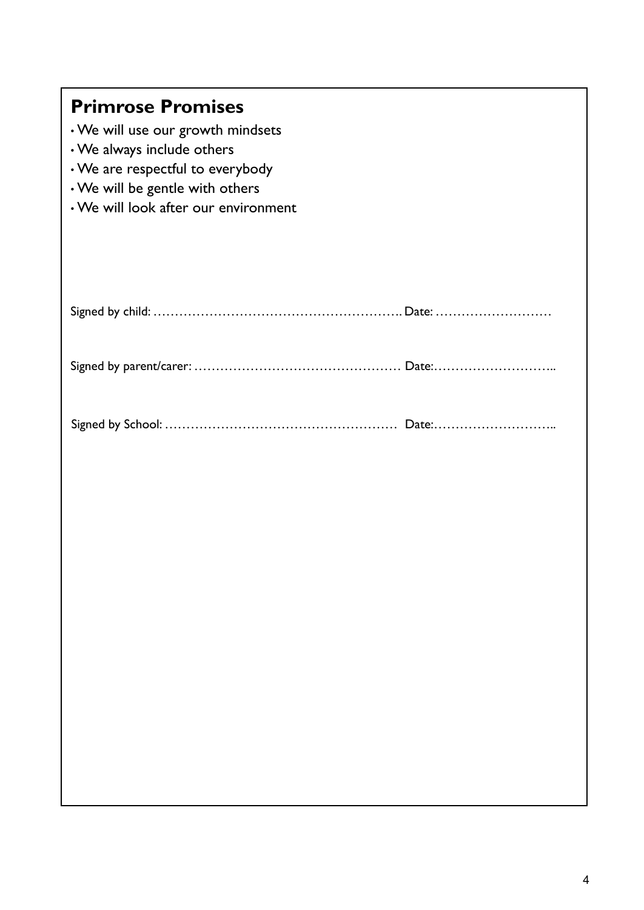## Primrose Promises

- We will use our growth mindsets
- We always include others
- We are respectful to everybody
- We will be gentle with others
- We will look after our environment

Signed by child: …………………………………………………. Date: ………………………

Signed by parent/carer: ………………………………………… Date:………………………..

Signed by School: ……………………………………………… Date:………………………..